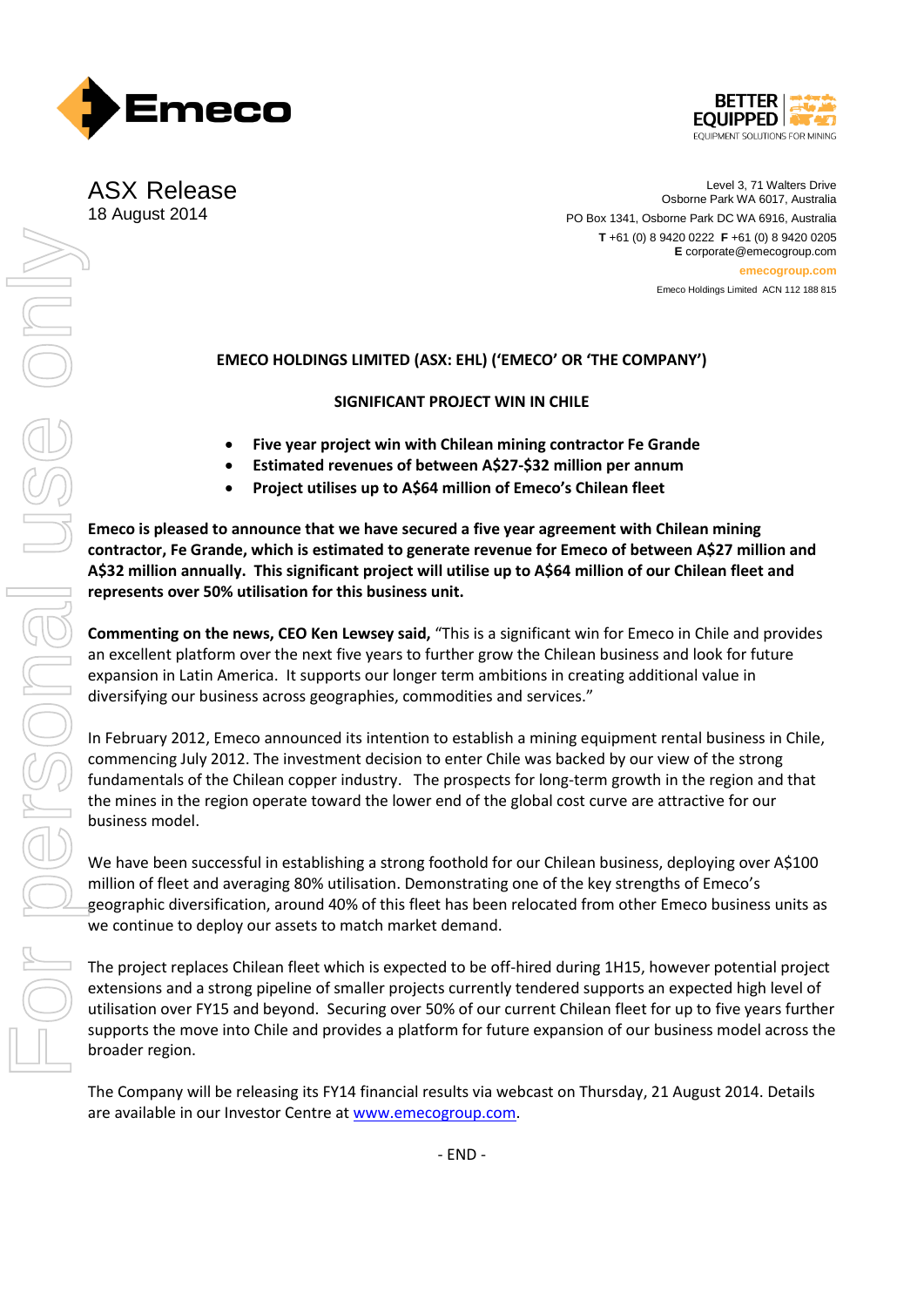# ASX Release

18 August 2014

Level 3, 71 Walters Drive
Osborne Park WA 6017, Australia
PO Box 1341, Osborne Park DC WA 6916, Australia
**T** +61 (0) 8 9420 0222 **F** +61 (0) 8 9420 0205
**E** corporate@emecogroup.com
emecogroup.com
Emeco Holdings Limited ACN 112 188 815

**EMECO HOLDINGS LIMITED (ASX: EHL) ('EMECO' OR 'THE COMPANY')**

**SIGNIFICANT PROJECT WIN IN CHILE**

- **Five year project win with Chilean mining contractor Fe Grande**
- **Estimated revenues of between A$27-$32 million per annum**
- **Project utilises up to A$64 million of Emeco's Chilean fleet**

**Emeco is pleased to announce that we have secured a five year agreement with Chilean mining contractor, Fe Grande, which is estimated to generate revenue for Emeco of between A$27 million and A$32 million annually. This significant project will utilise up to A$64 million of our Chilean fleet and represents over 50% utilisation for this business unit.**

**Commenting on the news, CEO Ken Lewsey said,** "This is a significant win for Emeco in Chile and provides an excellent platform over the next five years to further grow the Chilean business and look for future expansion in Latin America. It supports our longer term ambitions in creating additional value in diversifying our business across geographies, commodities and services."

In February 2012, Emeco announced its intention to establish a mining equipment rental business in Chile, commencing July 2012. The investment decision to enter Chile was backed by our view of the strong fundamentals of the Chilean copper industry. The prospects for long-term growth in the region and that the mines in the region operate toward the lower end of the global cost curve are attractive for our business model.

We have been successful in establishing a strong foothold for our Chilean business, deploying over A$100 million of fleet and averaging 80% utilisation. Demonstrating one of the key strengths of Emeco's geographic diversification, around 40% of this fleet has been relocated from other Emeco business units as we continue to deploy our assets to match market demand.

The project replaces Chilean fleet which is expected to be off-hired during 1H15, however potential project extensions and a strong pipeline of smaller projects currently tendered supports an expected high level of utilisation over FY15 and beyond. Securing over 50% of our current Chilean fleet for up to five years further supports the move into Chile and provides a platform for future expansion of our business model across the broader region.

The Company will be releasing its FY14 financial results via webcast on Thursday, 21 August 2014. Details are available in our Investor Centre at www.emecogroup.com.

\- END -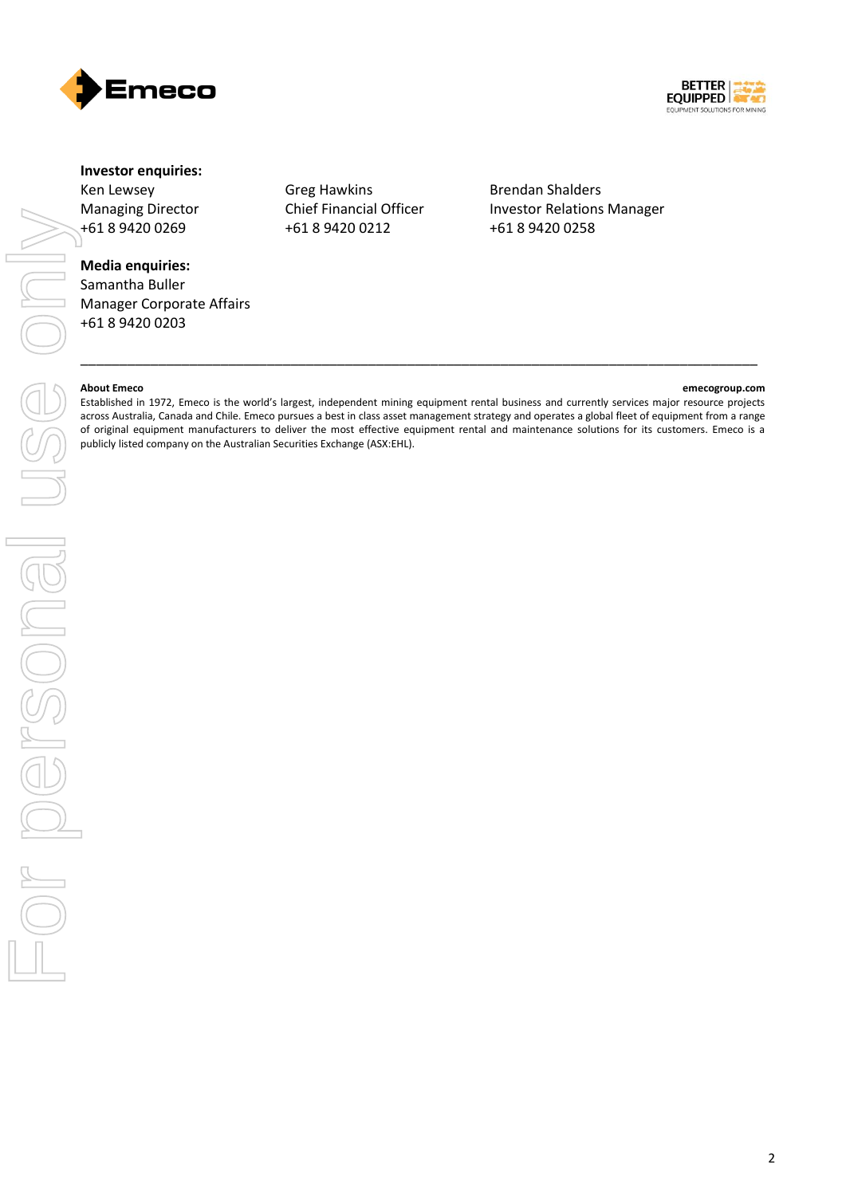**Investor enquiries:**

Ken Lewsey
Managing Director
+61 8 9420 0269

Greg Hawkins
Chief Financial Officer
+61 8 9420 0212

Brendan Shalders
Investor Relations Manager
+61 8 9420 0258

**Media enquiries:**

Samantha Buller
Manager Corporate Affairs
+61 8 9420 0203

---

**About Emeco** **emecogroup.com**

Established in 1972, Emeco is the world's largest, independent mining equipment rental business and currently services major resource projects across Australia, Canada and Chile. Emeco pursues a best in class asset management strategy and operates a global fleet of equipment from a range of original equipment manufacturers to deliver the most effective equipment rental and maintenance solutions for its customers. Emeco is a publicly listed company on the Australian Securities Exchange (ASX:EHL).